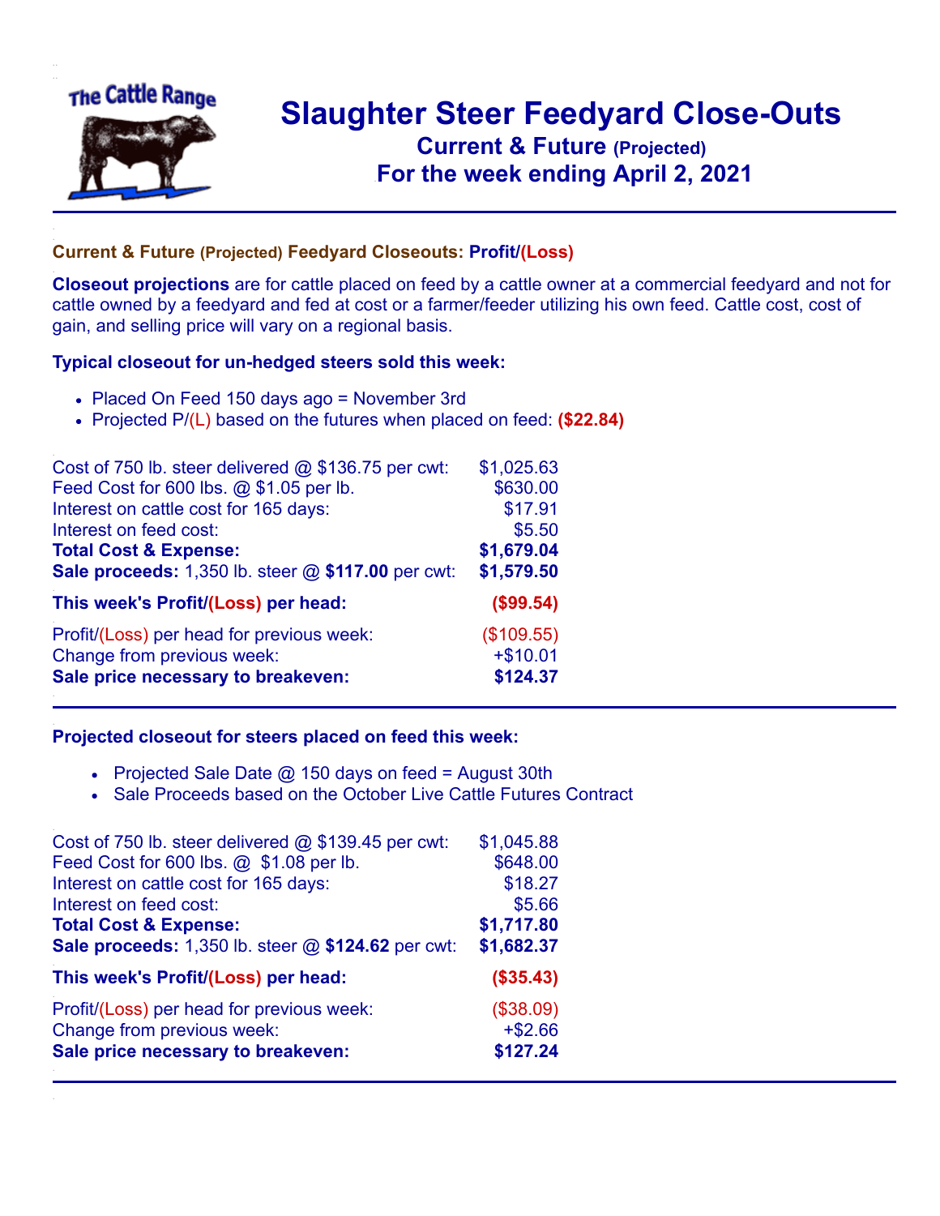# Slaughter Steer Feedyard Close-Outs
## Current & Future (Projected)
## For the week ending April 2, 2021

### Current & Future (Projected) Feedyard Closeouts: Profit/(Loss)

**Closeout projections** are for cattle placed on feed by a cattle owner at a commercial feedyard and not for cattle owned by a feedyard and fed at cost or a farmer/feeder utilizing his own feed. Cattle cost, cost of gain, and selling price will vary on a regional basis.

### Typical closeout for un-hedged steers sold this week:

- Placed On Feed 150 days ago = November 3rd
- Projected P/(L) based on the futures when placed on feed: **($22.84)**

| | |
|---|---|
| Cost of 750 lb. steer delivered @ $136.75 per cwt: | $1,025.63 |
| Feed Cost for 600 lbs. @ $1.05 per lb. | $630.00 |
| Interest on cattle cost for 165 days: | $17.91 |
| Interest on feed cost: | $5.50 |
| **Total Cost & Expense:** | **$1,679.04** |
| **Sale proceeds:** 1,350 lb. steer @ **$117.00** per cwt: | **$1,579.50** |
| **This week's Profit/(Loss) per head:** | **($99.54)** |
| Profit/(Loss) per head for previous week: | ($109.55) |
| Change from previous week: | +$10.01 |
| **Sale price necessary to breakeven:** | **$124.37** |

### Projected closeout for steers placed on feed this week:

- Projected Sale Date @ 150 days on feed = August 30th
- Sale Proceeds based on the October Live Cattle Futures Contract

| | |
|---|---|
| Cost of 750 lb. steer delivered @ $139.45 per cwt: | $1,045.88 |
| Feed Cost for 600 lbs. @ $1.08 per lb. | $648.00 |
| Interest on cattle cost for 165 days: | $18.27 |
| Interest on feed cost: | $5.66 |
| **Total Cost & Expense:** | **$1,717.80** |
| **Sale proceeds:** 1,350 lb. steer @ **$124.62** per cwt: | **$1,682.37** |
| **This week's Profit/(Loss) per head:** | **($35.43)** |
| Profit/(Loss) per head for previous week: | ($38.09) |
| Change from previous week: | +$2.66 |
| **Sale price necessary to breakeven:** | **$127.24** |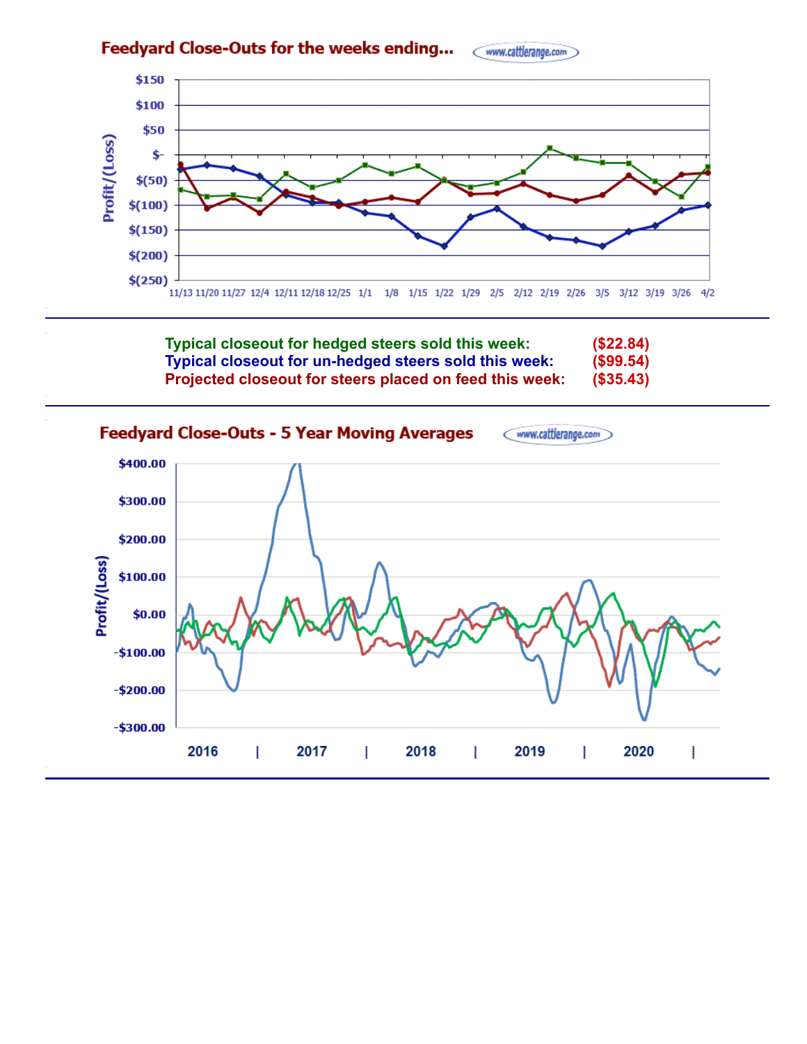## Feedyard Close-Outs for the weeks ending...

www.cattlerange.com

Profit/(Loss)

$150
$100
$50
$-
$(50)
$(100)
$(150)
$(200)
$(250)

11/13 11/20 11/27 12/4 12/11 12/18 12/25 1/1 1/8 1/15 1/22 1/29 2/5 2/12 2/19 2/26 3/5 3/12 3/19 3/26 4/2

---

| | |
|---|---|
| Typical closeout for hedged steers sold this week: | ($22.84) |
| Typical closeout for un-hedged steers sold this week: | ($99.54) |
| Projected closeout for steers placed on feed this week: | ($35.43) |

---

## Feedyard Close-Outs - 5 Year Moving Averages

www.cattlerange.com

Profit/(Loss)

$400.00
$300.00
$200.00
$100.00
$0.00
-$100.00
-$200.00
-$300.00

2016 | 2017 | 2018 | 2019 | 2020 |